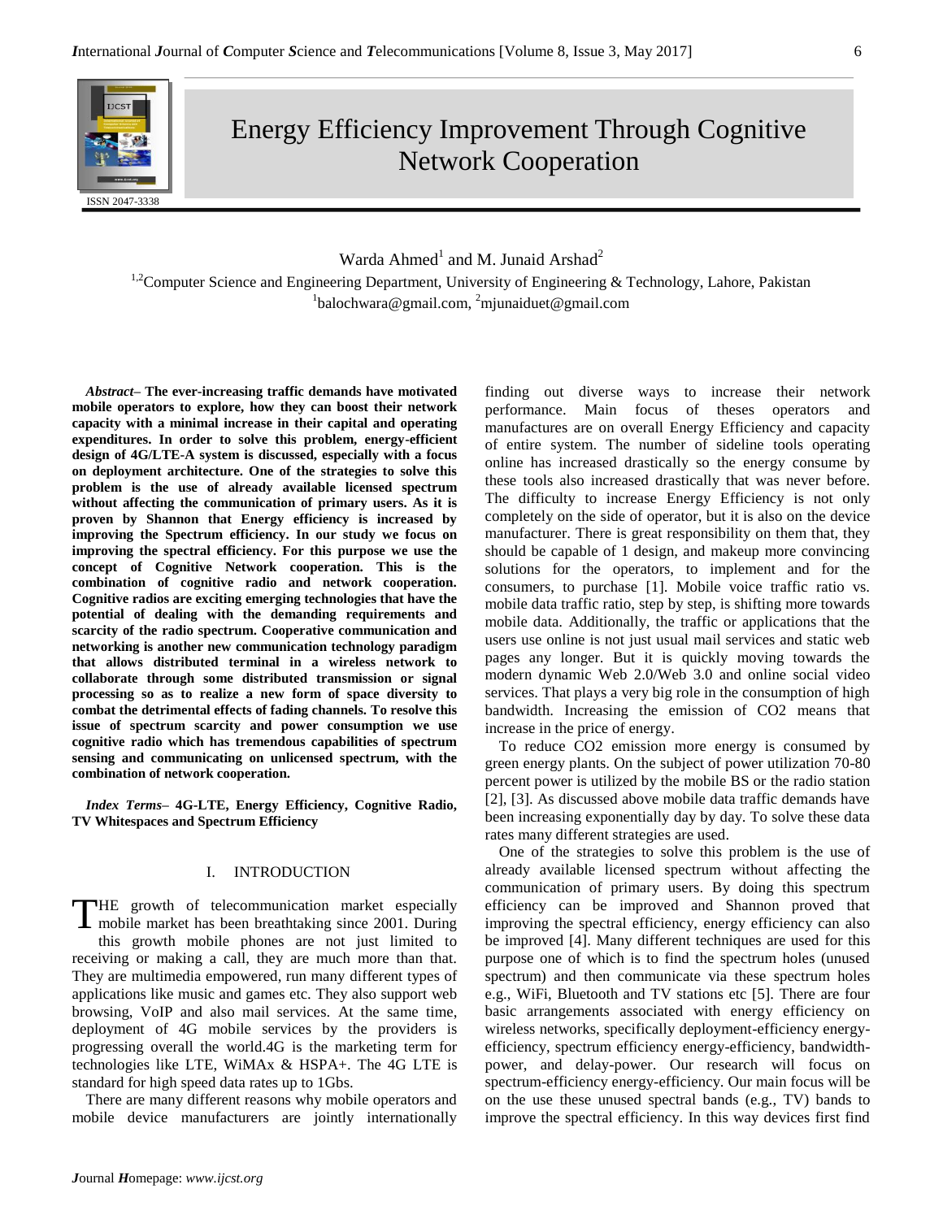# Energy Efficiency Improvement Through Cognitive Network Cooperation

Warda Ahmed[1] and M. Junaid Arshad[2]

[1,2]Computer Science and Engineering Department, University of Engineering & Technology, Lahore, Pakistan

[1]balochwara@gmail.com, [2]mjunaiduet@gmail.com

***Abstract*– The ever-increasing traffic demands have motivated mobile operators to explore, how they can boost their network capacity with a minimal increase in their capital and operating expenditures. In order to solve this problem, energy-efficient design of 4G/LTE-A system is discussed, especially with a focus on deployment architecture. One of the strategies to solve this problem is the use of already available licensed spectrum without affecting the communication of primary users. As it is proven by Shannon that Energy efficiency is increased by improving the Spectrum efficiency. In our study we focus on improving the spectral efficiency. For this purpose we use the concept of Cognitive Network cooperation. This is the combination of cognitive radio and network cooperation. Cognitive radios are exciting emerging technologies that have the potential of dealing with the demanding requirements and scarcity of the radio spectrum. Cooperative communication and networking is another new communication technology paradigm that allows distributed terminal in a wireless network to collaborate through some distributed transmission or signal processing so as to realize a new form of space diversity to combat the detrimental effects of fading channels. To resolve this issue of spectrum scarcity and power consumption we use cognitive radio which has tremendous capabilities of spectrum sensing and communicating on unlicensed spectrum, with the combination of network cooperation.**

***Index Terms*– 4G-LTE, Energy Efficiency, Cognitive Radio, TV Whitespaces and Spectrum Efficiency**

## I. INTRODUCTION

THE growth of telecommunication market especially mobile market has been breathtaking since 2001. During this growth mobile phones are not just limited to receiving or making a call, they are much more than that. They are multimedia empowered, run many different types of applications like music and games etc. They also support web browsing, VoIP and also mail services. At the same time, deployment of 4G mobile services by the providers is progressing overall the world.4G is the marketing term for technologies like LTE, WiMAx & HSPA+. The 4G LTE is standard for high speed data rates up to 1Gbs.

There are many different reasons why mobile operators and mobile device manufacturers are jointly internationally finding out diverse ways to increase their network performance. Main focus of theses operators and manufactures are on overall Energy Efficiency and capacity of entire system. The number of sideline tools operating online has increased drastically so the energy consume by these tools also increased drastically that was never before. The difficulty to increase Energy Efficiency is not only completely on the side of operator, but it is also on the device manufacturer. There is great responsibility on them that, they should be capable of 1 design, and makeup more convincing solutions for the operators, to implement and for the consumers, to purchase [1]. Mobile voice traffic ratio vs. mobile data traffic ratio, step by step, is shifting more towards mobile data. Additionally, the traffic or applications that the users use online is not just usual mail services and static web pages any longer. But it is quickly moving towards the modern dynamic Web 2.0/Web 3.0 and online social video services. That plays a very big role in the consumption of high bandwidth. Increasing the emission of $CO_2$ means that increase in the price of energy.

To reduce $CO_2$ emission more energy is consumed by green energy plants. On the subject of power utilization 70-80 percent power is utilized by the mobile BS or the radio station [2], [3]. As discussed above mobile data traffic demands have been increasing exponentially day by day. To solve these data rates many different strategies are used.

One of the strategies to solve this problem is the use of already available licensed spectrum without affecting the communication of primary users. By doing this spectrum efficiency can be improved and Shannon proved that improving the spectral efficiency, energy efficiency can also be improved [4]. Many different techniques are used for this purpose one of which is to find the spectrum holes (unused spectrum) and then communicate via these spectrum holes e.g., WiFi, Bluetooth and TV stations etc [5]. There are four basic arrangements associated with energy efficiency on wireless networks, specifically deployment-efficiency energy-efficiency, spectrum efficiency energy-efficiency, bandwidth-power, and delay-power. Our research will focus on spectrum-efficiency energy-efficiency. Our main focus will be on the use these unused spectral bands (e.g., TV) bands to improve the spectral efficiency. In this way devices first find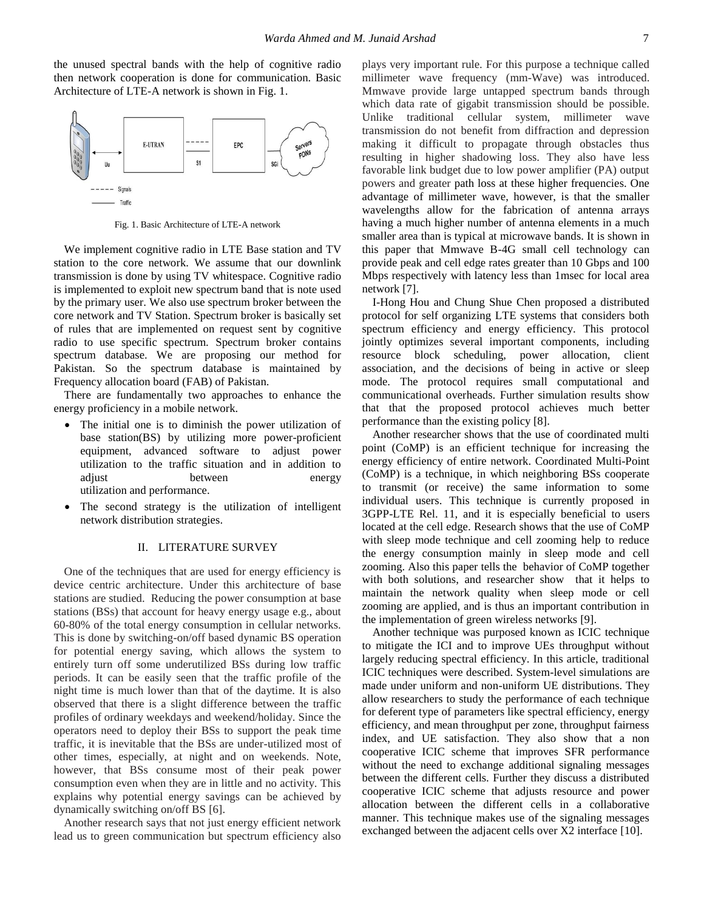the unused spectral bands with the help of cognitive radio then network cooperation is done for communication. Basic Architecture of LTE-A network is shown in Fig. 1.

Fig. 1. Basic Architecture of LTE-A network

We implement cognitive radio in LTE Base station and TV station to the core network. We assume that our downlink transmission is done by using TV whitespace. Cognitive radio is implemented to exploit new spectrum band that is note used by the primary user. We also use spectrum broker between the core network and TV Station. Spectrum broker is basically set of rules that are implemented on request sent by cognitive radio to use specific spectrum. Spectrum broker contains spectrum database. We are proposing our method for Pakistan. So the spectrum database is maintained by Frequency allocation board (FAB) of Pakistan.

There are fundamentally two approaches to enhance the energy proficiency in a mobile network.

- The initial one is to diminish the power utilization of base station(BS) by utilizing more power-proficient equipment, advanced software to adjust power utilization to the traffic situation and in addition to adjust between energy utilization and performance.
- The second strategy is the utilization of intelligent network distribution strategies.

## II. LITERATURE SURVEY

One of the techniques that are used for energy efficiency is device centric architecture. Under this architecture of base stations are studied. Reducing the power consumption at base stations (BSs) that account for heavy energy usage e.g., about 60-80% of the total energy consumption in cellular networks. This is done by switching-on/off based dynamic BS operation for potential energy saving, which allows the system to entirely turn off some underutilized BSs during low traffic periods. It can be easily seen that the traffic profile of the night time is much lower than that of the daytime. It is also observed that there is a slight difference between the traffic profiles of ordinary weekdays and weekend/holiday. Since the operators need to deploy their BSs to support the peak time traffic, it is inevitable that the BSs are under-utilized most of other times, especially, at night and on weekends. Note, however, that BSs consume most of their peak power consumption even when they are in little and no activity. This explains why potential energy savings can be achieved by dynamically switching on/off BS [6].

Another research says that not just energy efficient network lead us to green communication but spectrum efficiency also plays very important rule. For this purpose a technique called millimeter wave frequency (mm-Wave) was introduced. Mmwave provide large untapped spectrum bands through which data rate of gigabit transmission should be possible. Unlike traditional cellular system, millimeter wave transmission do not benefit from diffraction and depression making it difficult to propagate through obstacles thus resulting in higher shadowing loss. They also have less favorable link budget due to low power amplifier (PA) output powers and greater path loss at these higher frequencies. One advantage of millimeter wave, however, is that the smaller wavelengths allow for the fabrication of antenna arrays having a much higher number of antenna elements in a much smaller area than is typical at microwave bands. It is shown in this paper that Mmwave B-4G small cell technology can provide peak and cell edge rates greater than 10 Gbps and 100 Mbps respectively with latency less than 1msec for local area network [7].

I-Hong Hou and Chung Shue Chen proposed a distributed protocol for self organizing LTE systems that considers both spectrum efficiency and energy efficiency. This protocol jointly optimizes several important components, including resource block scheduling, power allocation, client association, and the decisions of being in active or sleep mode. The protocol requires small computational and communicational overheads. Further simulation results show that that the proposed protocol achieves much better performance than the existing policy [8].

Another researcher shows that the use of coordinated multi point (CoMP) is an efficient technique for increasing the energy efficiency of entire network. Coordinated Multi-Point (CoMP) is a technique, in which neighboring BSs cooperate to transmit (or receive) the same information to some individual users. This technique is currently proposed in 3GPP-LTE Rel. 11, and it is especially beneficial to users located at the cell edge. Research shows that the use of CoMP with sleep mode technique and cell zooming help to reduce the energy consumption mainly in sleep mode and cell zooming. Also this paper tells the behavior of CoMP together with both solutions, and researcher show that it helps to maintain the network quality when sleep mode or cell zooming are applied, and is thus an important contribution in the implementation of green wireless networks [9].

Another technique was purposed known as ICIC technique to mitigate the ICI and to improve UEs throughput without largely reducing spectral efficiency. In this article, traditional ICIC techniques were described. System-level simulations are made under uniform and non-uniform UE distributions. They allow researchers to study the performance of each technique for deferent type of parameters like spectral efficiency, energy efficiency, and mean throughput per zone, throughput fairness index, and UE satisfaction. They also show that a non cooperative ICIC scheme that improves SFR performance without the need to exchange additional signaling messages between the different cells. Further they discuss a distributed cooperative ICIC scheme that adjusts resource and power allocation between the different cells in a collaborative manner. This technique makes use of the signaling messages exchanged between the adjacent cells over X2 interface [10].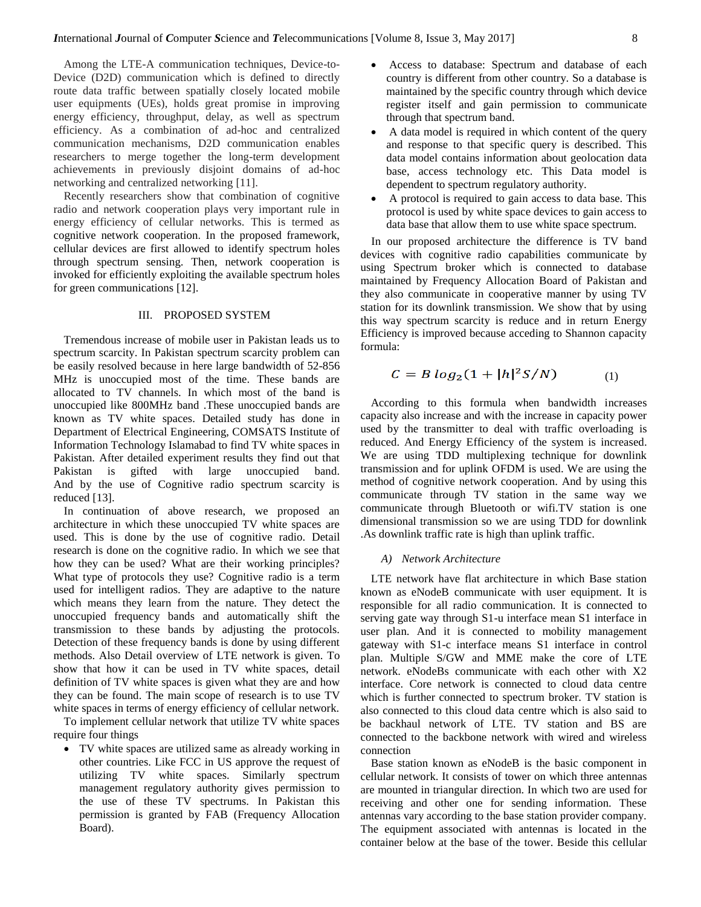Among the LTE-A communication techniques, Device-to-Device (D2D) communication which is defined to directly route data traffic between spatially closely located mobile user equipments (UEs), holds great promise in improving energy efficiency, throughput, delay, as well as spectrum efficiency. As a combination of ad-hoc and centralized communication mechanisms, D2D communication enables researchers to merge together the long-term development achievements in previously disjoint domains of ad-hoc networking and centralized networking [11].

Recently researchers show that combination of cognitive radio and network cooperation plays very important rule in energy efficiency of cellular networks. This is termed as cognitive network cooperation. In the proposed framework, cellular devices are first allowed to identify spectrum holes through spectrum sensing. Then, network cooperation is invoked for efficiently exploiting the available spectrum holes for green communications [12].

## III. PROPOSED SYSTEM

Tremendous increase of mobile user in Pakistan leads us to spectrum scarcity. In Pakistan spectrum scarcity problem can be easily resolved because in here large bandwidth of 52-856 MHz is unoccupied most of the time. These bands are allocated to TV channels. In which most of the band is unoccupied like 800MHz band .These unoccupied bands are known as TV white spaces. Detailed study has done in Department of Electrical Engineering, COMSATS Institute of Information Technology Islamabad to find TV white spaces in Pakistan. After detailed experiment results they find out that Pakistan is gifted with large unoccupied band. And by the use of Cognitive radio spectrum scarcity is reduced [13].

In continuation of above research, we proposed an architecture in which these unoccupied TV white spaces are used. This is done by the use of cognitive radio. Detail research is done on the cognitive radio. In which we see that how they can be used? What are their working principles? What type of protocols they use? Cognitive radio is a term used for intelligent radios. They are adaptive to the nature which means they learn from the nature. They detect the unoccupied frequency bands and automatically shift the transmission to these bands by adjusting the protocols. Detection of these frequency bands is done by using different methods. Also Detail overview of LTE network is given. To show that how it can be used in TV white spaces, detail definition of TV white spaces is given what they are and how they can be found. The main scope of research is to use TV white spaces in terms of energy efficiency of cellular network.

To implement cellular network that utilize TV white spaces require four things

- TV white spaces are utilized same as already working in other countries. Like FCC in US approve the request of utilizing TV white spaces. Similarly spectrum management regulatory authority gives permission to the use of these TV spectrums. In Pakistan this permission is granted by FAB (Frequency Allocation Board).
- Access to database: Spectrum and database of each country is different from other country. So a database is maintained by the specific country through which device register itself and gain permission to communicate through that spectrum band.
- A data model is required in which content of the query and response to that specific query is described. This data model contains information about geolocation data base, access technology etc. This Data model is dependent to spectrum regulatory authority.
- A protocol is required to gain access to data base. This protocol is used by white space devices to gain access to data base that allow them to use white space spectrum.

In our proposed architecture the difference is TV band devices with cognitive radio capabilities communicate by using Spectrum broker which is connected to database maintained by Frequency Allocation Board of Pakistan and they also communicate in cooperative manner by using TV station for its downlink transmission. We show that by using this way spectrum scarcity is reduce and in return Energy Efficiency is improved because acceding to Shannon capacity formula:

$$C = B\, log_2(1 + |h|^2 S/N) \qquad (1)$$

According to this formula when bandwidth increases capacity also increase and with the increase in capacity power used by the transmitter to deal with traffic overloading is reduced. And Energy Efficiency of the system is increased. We are using TDD multiplexing technique for downlink transmission and for uplink OFDM is used. We are using the method of cognitive network cooperation. And by using this communicate through TV station in the same way we communicate through Bluetooth or wifi.TV station is one dimensional transmission so we are using TDD for downlink .As downlink traffic rate is high than uplink traffic.

### *A) Network Architecture*

LTE network have flat architecture in which Base station known as eNodeB communicate with user equipment. It is responsible for all radio communication. It is connected to serving gate way through S1-u interface mean S1 interface in user plan. And it is connected to mobility management gateway with S1-c interface means S1 interface in control plan. Multiple S/GW and MME make the core of LTE network. eNodeBs communicate with each other with X2 interface. Core network is connected to cloud data centre which is further connected to spectrum broker. TV station is also connected to this cloud data centre which is also said to be backhaul network of LTE. TV station and BS are connected to the backbone network with wired and wireless connection

Base station known as eNodeB is the basic component in cellular network. It consists of tower on which three antennas are mounted in triangular direction. In which two are used for receiving and other one for sending information. These antennas vary according to the base station provider company. The equipment associated with antennas is located in the container below at the base of the tower. Beside this cellular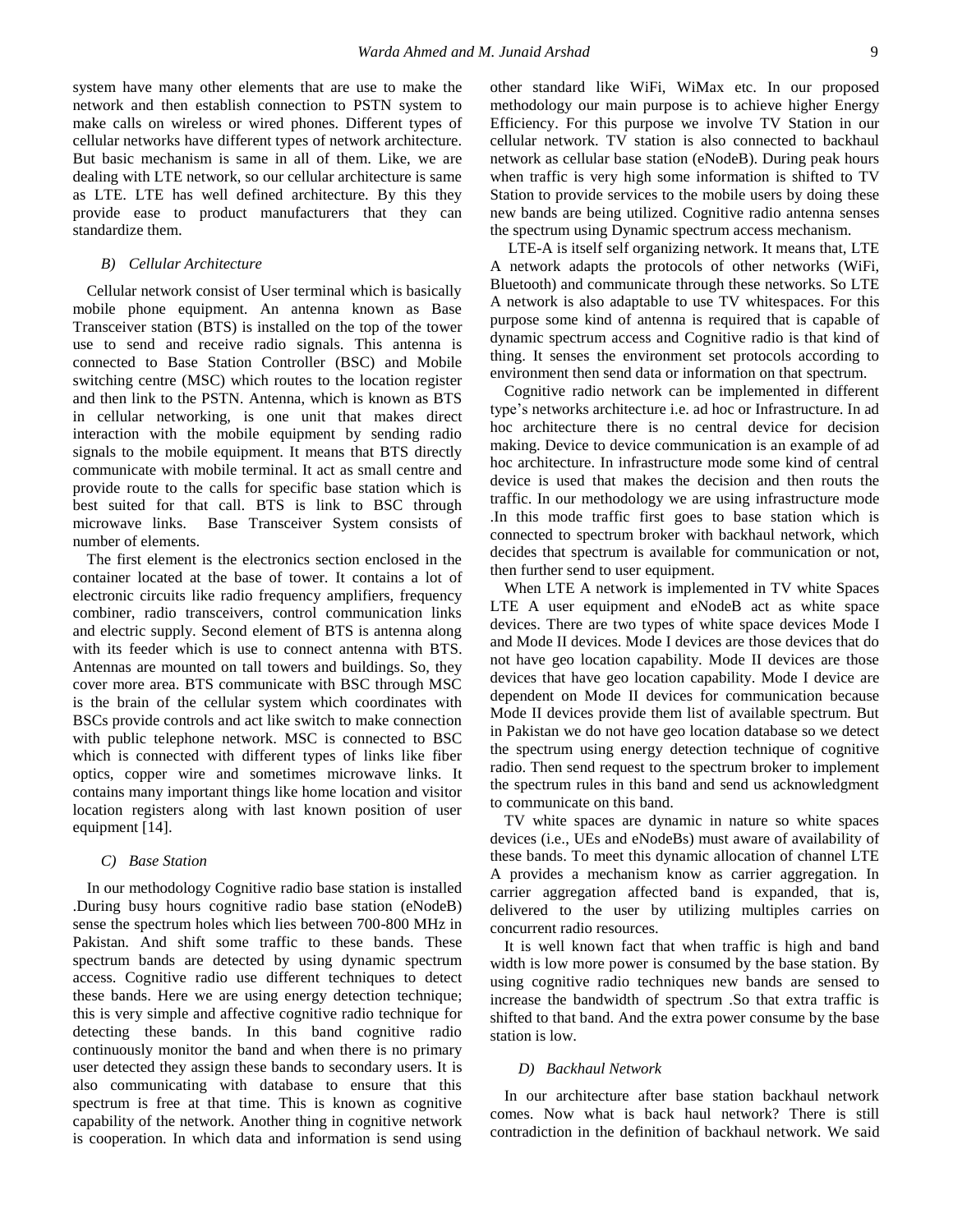system have many other elements that are use to make the network and then establish connection to PSTN system to make calls on wireless or wired phones. Different types of cellular networks have different types of network architecture. But basic mechanism is same in all of them. Like, we are dealing with LTE network, so our cellular architecture is same as LTE. LTE has well defined architecture. By this they provide ease to product manufacturers that they can standardize them.

### *B) Cellular Architecture*

Cellular network consist of User terminal which is basically mobile phone equipment. An antenna known as Base Transceiver station (BTS) is installed on the top of the tower use to send and receive radio signals. This antenna is connected to Base Station Controller (BSC) and Mobile switching centre (MSC) which routes to the location register and then link to the PSTN. Antenna, which is known as BTS in cellular networking, is one unit that makes direct interaction with the mobile equipment by sending radio signals to the mobile equipment. It means that BTS directly communicate with mobile terminal. It act as small centre and provide route to the calls for specific base station which is best suited for that call. BTS is link to BSC through microwave links. Base Transceiver System consists of number of elements.

The first element is the electronics section enclosed in the container located at the base of tower. It contains a lot of electronic circuits like radio frequency amplifiers, frequency combiner, radio transceivers, control communication links and electric supply. Second element of BTS is antenna along with its feeder which is use to connect antenna with BTS. Antennas are mounted on tall towers and buildings. So, they cover more area. BTS communicate with BSC through MSC is the brain of the cellular system which coordinates with BSCs provide controls and act like switch to make connection with public telephone network. MSC is connected to BSC which is connected with different types of links like fiber optics, copper wire and sometimes microwave links. It contains many important things like home location and visitor location registers along with last known position of user equipment [14].

### *C) Base Station*

In our methodology Cognitive radio base station is installed .During busy hours cognitive radio base station (eNodeB) sense the spectrum holes which lies between 700-800 MHz in Pakistan. And shift some traffic to these bands. These spectrum bands are detected by using dynamic spectrum access. Cognitive radio use different techniques to detect these bands. Here we are using energy detection technique; this is very simple and affective cognitive radio technique for detecting these bands. In this band cognitive radio continuously monitor the band and when there is no primary user detected they assign these bands to secondary users. It is also communicating with database to ensure that this spectrum is free at that time. This is known as cognitive capability of the network. Another thing in cognitive network is cooperation. In which data and information is send using other standard like WiFi, WiMax etc. In our proposed methodology our main purpose is to achieve higher Energy Efficiency. For this purpose we involve TV Station in our cellular network. TV station is also connected to backhaul network as cellular base station (eNodeB). During peak hours when traffic is very high some information is shifted to TV Station to provide services to the mobile users by doing these new bands are being utilized. Cognitive radio antenna senses the spectrum using Dynamic spectrum access mechanism.

LTE-A is itself self organizing network. It means that, LTE A network adapts the protocols of other networks (WiFi, Bluetooth) and communicate through these networks. So LTE A network is also adaptable to use TV whitespaces. For this purpose some kind of antenna is required that is capable of dynamic spectrum access and Cognitive radio is that kind of thing. It senses the environment set protocols according to environment then send data or information on that spectrum.

Cognitive radio network can be implemented in different type's networks architecture i.e. ad hoc or Infrastructure. In ad hoc architecture there is no central device for decision making. Device to device communication is an example of ad hoc architecture. In infrastructure mode some kind of central device is used that makes the decision and then routs the traffic. In our methodology we are using infrastructure mode .In this mode traffic first goes to base station which is connected to spectrum broker with backhaul network, which decides that spectrum is available for communication or not, then further send to user equipment.

When LTE A network is implemented in TV white Spaces LTE A user equipment and eNodeB act as white space devices. There are two types of white space devices Mode I and Mode II devices. Mode I devices are those devices that do not have geo location capability. Mode II devices are those devices that have geo location capability. Mode I device are dependent on Mode II devices for communication because Mode II devices provide them list of available spectrum. But in Pakistan we do not have geo location database so we detect the spectrum using energy detection technique of cognitive radio. Then send request to the spectrum broker to implement the spectrum rules in this band and send us acknowledgment to communicate on this band.

TV white spaces are dynamic in nature so white spaces devices (i.e., UEs and eNodeBs) must aware of availability of these bands. To meet this dynamic allocation of channel LTE A provides a mechanism know as carrier aggregation. In carrier aggregation affected band is expanded, that is, delivered to the user by utilizing multiples carries on concurrent radio resources.

It is well known fact that when traffic is high and band width is low more power is consumed by the base station. By using cognitive radio techniques new bands are sensed to increase the bandwidth of spectrum .So that extra traffic is shifted to that band. And the extra power consume by the base station is low.

### *D) Backhaul Network*

In our architecture after base station backhaul network comes. Now what is back haul network? There is still contradiction in the definition of backhaul network. We said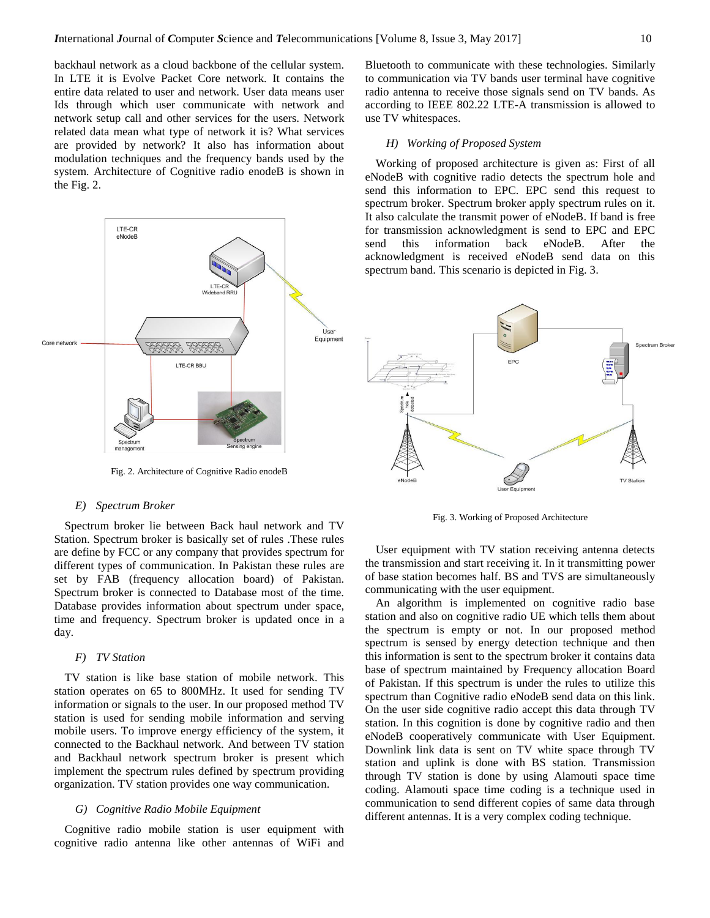backhaul network as a cloud backbone of the cellular system. In LTE it is Evolve Packet Core network. It contains the entire data related to user and network. User data means user Ids through which user communicate with network and network setup call and other services for the users. Network related data mean what type of network it is? What services are provided by network? It also has information about modulation techniques and the frequency bands used by the system. Architecture of Cognitive radio enodeB is shown in the Fig. 2.

Fig. 2. Architecture of Cognitive Radio enodeB

### *E) Spectrum Broker*

Spectrum broker lie between Back haul network and TV Station. Spectrum broker is basically set of rules .These rules are define by FCC or any company that provides spectrum for different types of communication. In Pakistan these rules are set by FAB (frequency allocation board) of Pakistan. Spectrum broker is connected to Database most of the time. Database provides information about spectrum under space, time and frequency. Spectrum broker is updated once in a day.

### *F) TV Station*

TV station is like base station of mobile network. This station operates on 65 to 800MHz. It used for sending TV information or signals to the user. In our proposed method TV station is used for sending mobile information and serving mobile users. To improve energy efficiency of the system, it connected to the Backhaul network. And between TV station and Backhaul network spectrum broker is present which implement the spectrum rules defined by spectrum providing organization. TV station provides one way communication.

### *G) Cognitive Radio Mobile Equipment*

Cognitive radio mobile station is user equipment with cognitive radio antenna like other antennas of WiFi and Bluetooth to communicate with these technologies. Similarly to communication via TV bands user terminal have cognitive radio antenna to receive those signals send on TV bands. As according to IEEE 802.22 LTE-A transmission is allowed to use TV whitespaces.

### *H) Working of Proposed System*

Working of proposed architecture is given as: First of all eNodeB with cognitive radio detects the spectrum hole and send this information to EPC. EPC send this request to spectrum broker. Spectrum broker apply spectrum rules on it. It also calculate the transmit power of eNodeB. If band is free for transmission acknowledgment is send to EPC and EPC send this information back eNodeB. After the acknowledgment is received eNodeB send data on this spectrum band. This scenario is depicted in Fig. 3.

Fig. 3. Working of Proposed Architecture

User equipment with TV station receiving antenna detects the transmission and start receiving it. In it transmitting power of base station becomes half. BS and TVS are simultaneously communicating with the user equipment.

An algorithm is implemented on cognitive radio base station and also on cognitive radio UE which tells them about the spectrum is empty or not. In our proposed method spectrum is sensed by energy detection technique and then this information is sent to the spectrum broker it contains data base of spectrum maintained by Frequency allocation Board of Pakistan. If this spectrum is under the rules to utilize this spectrum than Cognitive radio eNodeB send data on this link. On the user side cognitive radio accept this data through TV station. In this cognition is done by cognitive radio and then eNodeB cooperatively communicate with User Equipment. Downlink link data is sent on TV white space through TV station and uplink is done with BS station. Transmission through TV station is done by using Alamouti space time coding. Alamouti space time coding is a technique used in communication to send different copies of same data through different antennas. It is a very complex coding technique.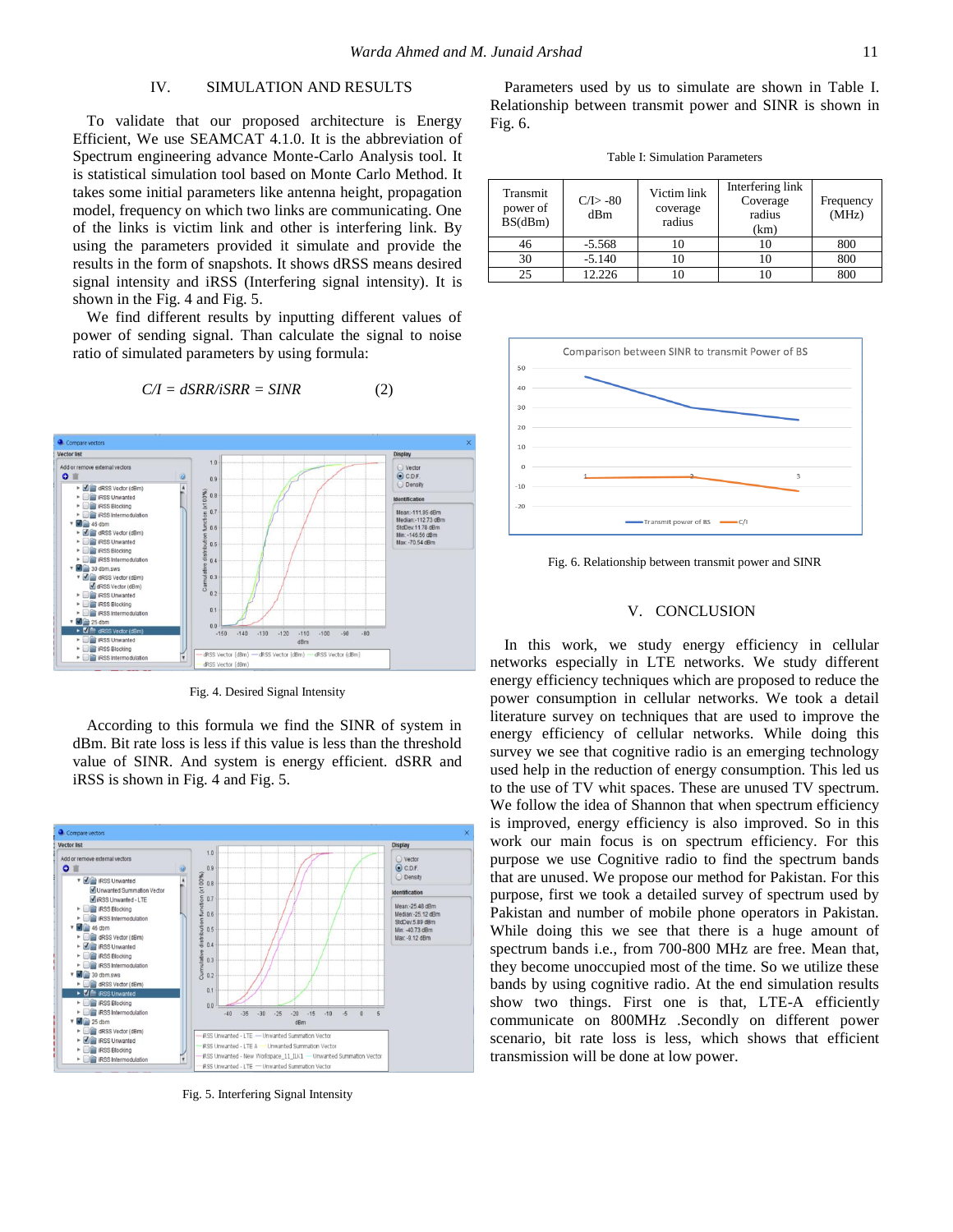## IV. SIMULATION AND RESULTS

To validate that our proposed architecture is Energy Efficient, We use SEAMCAT 4.1.0. It is the abbreviation of Spectrum engineering advance Monte-Carlo Analysis tool. It is statistical simulation tool based on Monte Carlo Method. It takes some initial parameters like antenna height, propagation model, frequency on which two links are communicating. One of the links is victim link and other is interfering link. By using the parameters provided it simulate and provide the results in the form of snapshots. It shows dRSS means desired signal intensity and iRSS (Interfering signal intensity). It is shown in the Fig. 4 and Fig. 5.

We find different results by inputting different values of power of sending signal. Than calculate the signal to noise ratio of simulated parameters by using formula:

$$C/I = dSRR/iSRR = SINR \quad (2)$$

Fig. 4. Desired Signal Intensity

According to this formula we find the SINR of system in dBm. Bit rate loss is less if this value is less than the threshold value of SINR. And system is energy efficient. dSRR and iRSS is shown in Fig. 4 and Fig. 5.

Fig. 5. Interfering Signal Intensity

Parameters used by us to simulate are shown in Table I. Relationship between transmit power and SINR is shown in Fig. 6.

Table I: Simulation Parameters

| Transmit power of BS(dBm) | C/I> -80 dBm | Victim link coverage radius | Interfering link Coverage radius (km) | Frequency (MHz) |
|---|---|---|---|---|
| 46 | -5.568 | 10 | 10 | 800 |
| 30 | -5.140 | 10 | 10 | 800 |
| 25 | 12.226 | 10 | 10 | 800 |

Fig. 6. Relationship between transmit power and SINR

## V. CONCLUSION

In this work, we study energy efficiency in cellular networks especially in LTE networks. We study different energy efficiency techniques which are proposed to reduce the power consumption in cellular networks. We took a detail literature survey on techniques that are used to improve the energy efficiency of cellular networks. While doing this survey we see that cognitive radio is an emerging technology used help in the reduction of energy consumption. This led us to the use of TV whit spaces. These are unused TV spectrum. We follow the idea of Shannon that when spectrum efficiency is improved, energy efficiency is also improved. So in this work our main focus is on spectrum efficiency. For this purpose we use Cognitive radio to find the spectrum bands that are unused. We propose our method for Pakistan. For this purpose, first we took a detailed survey of spectrum used by Pakistan and number of mobile phone operators in Pakistan. While doing this we see that there is a huge amount of spectrum bands i.e., from 700-800 MHz are free. Mean that, they become unoccupied most of the time. So we utilize these bands by using cognitive radio. At the end simulation results show two things. First one is that, LTE-A efficiently communicate on 800MHz .Secondly on different power scenario, bit rate loss is less, which shows that efficient transmission will be done at low power.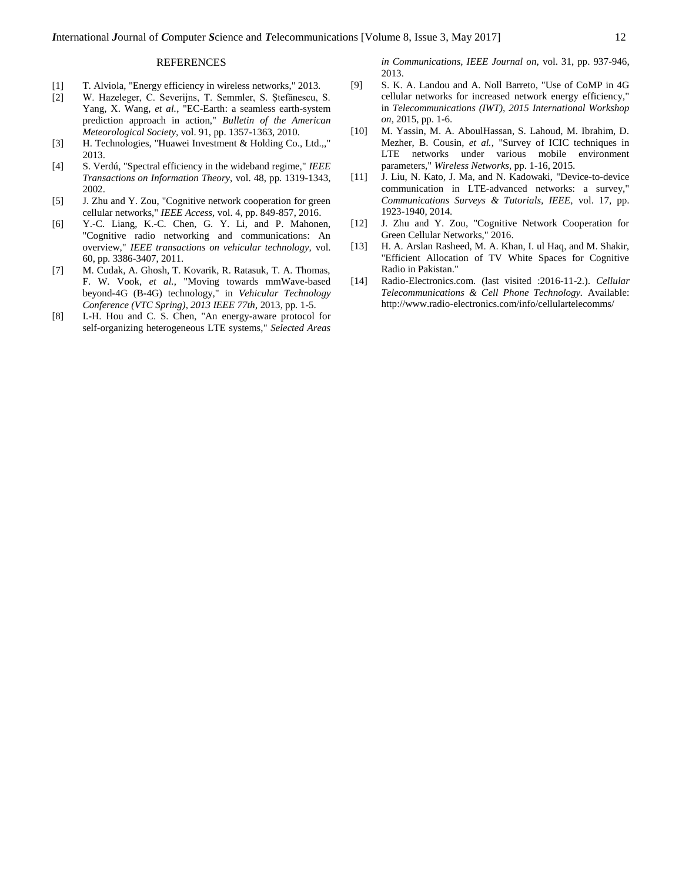## REFERENCES

[1] T. Alviola, "Energy efficiency in wireless networks," 2013.

[2] W. Hazeleger, C. Severijns, T. Semmler, S. Ştefănescu, S. Yang, X. Wang, *et al.*, "EC-Earth: a seamless earth-system prediction approach in action," *Bulletin of the American Meteorological Society,* vol. 91, pp. 1357-1363, 2010.

[3] H. Technologies, "Huawei Investment & Holding Co., Ltd.,," 2013.

[4] S. Verdú, "Spectral efficiency in the wideband regime," *IEEE Transactions on Information Theory,* vol. 48, pp. 1319-1343, 2002.

[5] J. Zhu and Y. Zou, "Cognitive network cooperation for green cellular networks," *IEEE Access,* vol. 4, pp. 849-857, 2016.

[6] Y.-C. Liang, K.-C. Chen, G. Y. Li, and P. Mahonen, "Cognitive radio networking and communications: An overview," *IEEE transactions on vehicular technology,* vol. 60, pp. 3386-3407, 2011.

[7] M. Cudak, A. Ghosh, T. Kovarik, R. Ratasuk, T. A. Thomas, F. W. Vook, *et al.*, "Moving towards mmWave-based beyond-4G (B-4G) technology," in *Vehicular Technology Conference (VTC Spring), 2013 IEEE 77th*, 2013, pp. 1-5.

[8] I.-H. Hou and C. S. Chen, "An energy-aware protocol for self-organizing heterogeneous LTE systems," *Selected Areas in Communications, IEEE Journal on,* vol. 31, pp. 937-946, 2013.

[9] S. K. A. Landou and A. Noll Barreto, "Use of CoMP in 4G cellular networks for increased network energy efficiency," in *Telecommunications (IWT), 2015 International Workshop on*, 2015, pp. 1-6.

[10] M. Yassin, M. A. AboulHassan, S. Lahoud, M. Ibrahim, D. Mezher, B. Cousin, *et al.*, "Survey of ICIC techniques in LTE networks under various mobile environment parameters," *Wireless Networks,* pp. 1-16, 2015.

[11] J. Liu, N. Kato, J. Ma, and N. Kadowaki, "Device-to-device communication in LTE-advanced networks: a survey," *Communications Surveys & Tutorials, IEEE,* vol. 17, pp. 1923-1940, 2014.

[12] J. Zhu and Y. Zou, "Cognitive Network Cooperation for Green Cellular Networks," 2016.

[13] H. A. Arslan Rasheed, M. A. Khan, I. ul Haq, and M. Shakir, "Efficient Allocation of TV White Spaces for Cognitive Radio in Pakistan."

[14] Radio-Electronics.com. (last visited :2016-11-2.). *Cellular Telecommunications & Cell Phone Technology.* Available: http://www.radio-electronics.com/info/cellulartelecomms/